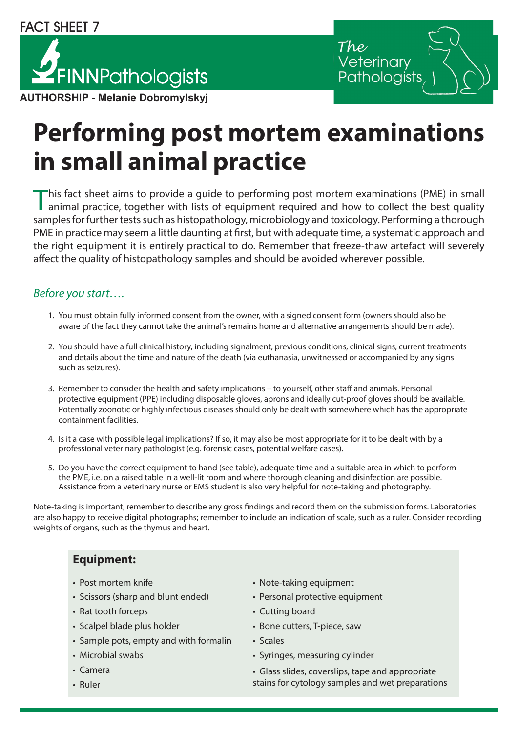FACT SHEET 7

FINNPathologists

The Veterinary Pathologists

**AUTHORSHIP - Melanie Dobromylskyj**

# Performing post mortem examinations in small animal practice

This fact sheet aims to provide a guide to performing post mortem examinations (PME) in small animal practice, together with lists of equipment required and how to collect the best quality samples for further tests such as histopathology, microbiology and toxicology. Performing a thorough PME in practice may seem a little daunting at first, but with adequate time, a systematic approach and the right equipment it is entirely practical to do. Remember that freeze-thaw artefact will severely affect the quality of histopathology samples and should be avoided wherever possible.

## *Before you start….*

1. You must obtain fully informed consent from the owner, with a signed consent form (owners should also be aware of the fact they cannot take the animal's remains home and alternative arrangements should be made).
2. You should have a full clinical history, including signalment, previous conditions, clinical signs, current treatments and details about the time and nature of the death (via euthanasia, unwitnessed or accompanied by any signs such as seizures).
3. Remember to consider the health and safety implications – to yourself, other staff and animals. Personal protective equipment (PPE) including disposable gloves, aprons and ideally cut-proof gloves should be available. Potentially zoonotic or highly infectious diseases should only be dealt with somewhere which has the appropriate containment facilities.
4. Is it a case with possible legal implications? If so, it may also be most appropriate for it to be dealt with by a professional veterinary pathologist (e.g. forensic cases, potential welfare cases).
5. Do you have the correct equipment to hand (see table), adequate time and a suitable area in which to perform the PME, i.e. on a raised table in a well-lit room and where thorough cleaning and disinfection are possible. Assistance from a veterinary nurse or EMS student is also very helpful for note-taking and photography.

Note-taking is important; remember to describe any gross findings and record them on the submission forms. Laboratories are also happy to receive digital photographs; remember to include an indication of scale, such as a ruler. Consider recording weights of organs, such as the thymus and heart.

### Equipment:

- Post mortem knife
- Scissors (sharp and blunt ended)
- Rat tooth forceps
- Scalpel blade plus holder
- Sample pots, empty and with formalin
- Microbial swabs
- Camera
- Ruler
- Note-taking equipment
- Personal protective equipment
- Cutting board
- Bone cutters, T-piece, saw
- Scales
- Syringes, measuring cylinder
- Glass slides, coverslips, tape and appropriate stains for cytology samples and wet preparations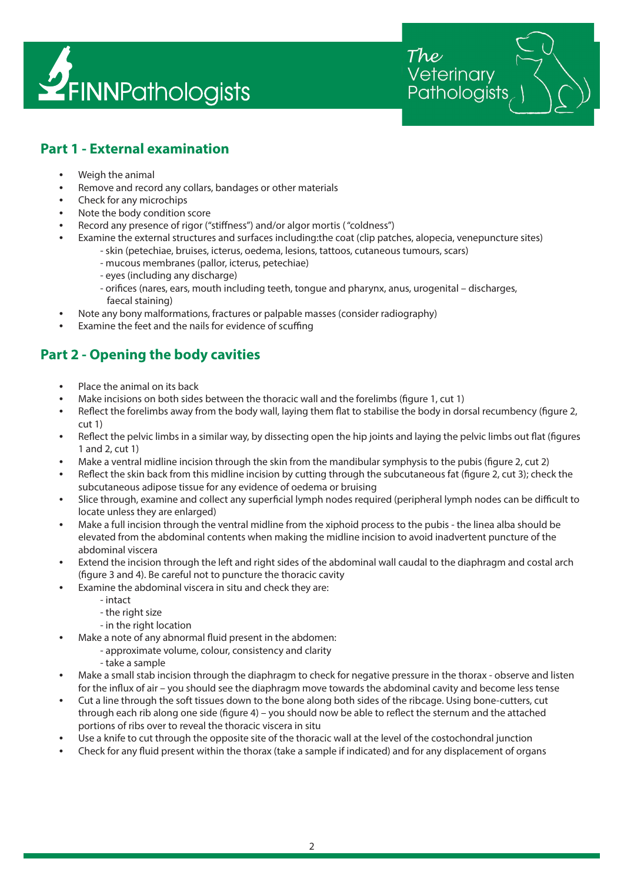## Part 1 - External examination

- Weigh the animal
- Remove and record any collars, bandages or other materials
- Check for any microchips
- Note the body condition score
- Record any presence of rigor ("stiffness") and/or algor mortis ("coldness")
- Examine the external structures and surfaces including:the coat (clip patches, alopecia, venepuncture sites)
  - skin (petechiae, bruises, icterus, oedema, lesions, tattoos, cutaneous tumours, scars)
  - mucous membranes (pallor, icterus, petechiae)
  - eyes (including any discharge)
  - orifices (nares, ears, mouth including teeth, tongue and pharynx, anus, urogenital – discharges, faecal staining)
- Note any bony malformations, fractures or palpable masses (consider radiography)
- Examine the feet and the nails for evidence of scuffing

## Part 2 - Opening the body cavities

- Place the animal on its back
- Make incisions on both sides between the thoracic wall and the forelimbs (figure 1, cut 1)
- Reflect the forelimbs away from the body wall, laying them flat to stabilise the body in dorsal recumbency (figure 2, cut 1)
- Reflect the pelvic limbs in a similar way, by dissecting open the hip joints and laying the pelvic limbs out flat (figures 1 and 2, cut 1)
- Make a ventral midline incision through the skin from the mandibular symphysis to the pubis (figure 2, cut 2)
- Reflect the skin back from this midline incision by cutting through the subcutaneous fat (figure 2, cut 3); check the subcutaneous adipose tissue for any evidence of oedema or bruising
- Slice through, examine and collect any superficial lymph nodes required (peripheral lymph nodes can be difficult to locate unless they are enlarged)
- Make a full incision through the ventral midline from the xiphoid process to the pubis - the linea alba should be elevated from the abdominal contents when making the midline incision to avoid inadvertent puncture of the abdominal viscera
- Extend the incision through the left and right sides of the abdominal wall caudal to the diaphragm and costal arch (figure 3 and 4). Be careful not to puncture the thoracic cavity
- Examine the abdominal viscera in situ and check they are:
  - intact
  - the right size
  - in the right location
- Make a note of any abnormal fluid present in the abdomen:
  - approximate volume, colour, consistency and clarity
  - take a sample
- Make a small stab incision through the diaphragm to check for negative pressure in the thorax - observe and listen for the influx of air – you should see the diaphragm move towards the abdominal cavity and become less tense
- Cut a line through the soft tissues down to the bone along both sides of the ribcage. Using bone-cutters, cut through each rib along one side (figure 4) – you should now be able to reflect the sternum and the attached portions of ribs over to reveal the thoracic viscera in situ
- Use a knife to cut through the opposite site of the thoracic wall at the level of the costochondral junction
- Check for any fluid present within the thorax (take a sample if indicated) and for any displacement of organs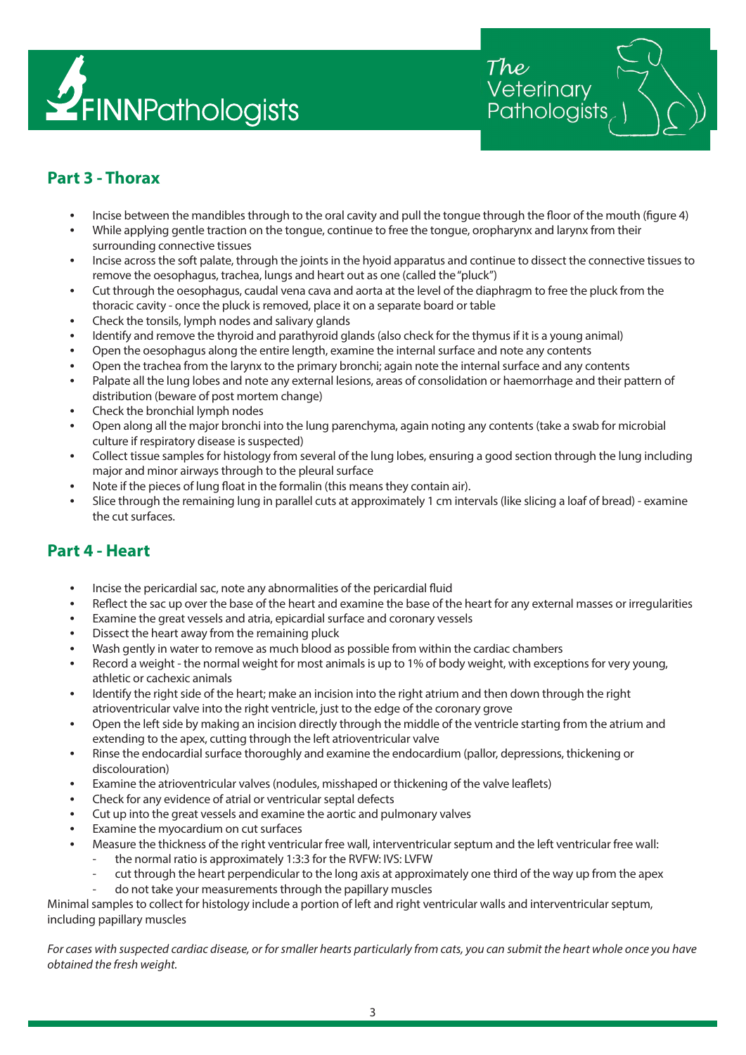## Part 3 - Thorax

- Incise between the mandibles through to the oral cavity and pull the tongue through the floor of the mouth (figure 4)
- While applying gentle traction on the tongue, continue to free the tongue, oropharynx and larynx from their surrounding connective tissues
- Incise across the soft palate, through the joints in the hyoid apparatus and continue to dissect the connective tissues to remove the oesophagus, trachea, lungs and heart out as one (called the "pluck")
- Cut through the oesophagus, caudal vena cava and aorta at the level of the diaphragm to free the pluck from the thoracic cavity - once the pluck is removed, place it on a separate board or table
- Check the tonsils, lymph nodes and salivary glands
- Identify and remove the thyroid and parathyroid glands (also check for the thymus if it is a young animal)
- Open the oesophagus along the entire length, examine the internal surface and note any contents
- Open the trachea from the larynx to the primary bronchi; again note the internal surface and any contents
- Palpate all the lung lobes and note any external lesions, areas of consolidation or haemorrhage and their pattern of distribution (beware of post mortem change)
- Check the bronchial lymph nodes
- Open along all the major bronchi into the lung parenchyma, again noting any contents (take a swab for microbial culture if respiratory disease is suspected)
- Collect tissue samples for histology from several of the lung lobes, ensuring a good section through the lung including major and minor airways through to the pleural surface
- Note if the pieces of lung float in the formalin (this means they contain air).
- Slice through the remaining lung in parallel cuts at approximately 1 cm intervals (like slicing a loaf of bread) - examine the cut surfaces.

## Part 4 - Heart

- Incise the pericardial sac, note any abnormalities of the pericardial fluid
- Reflect the sac up over the base of the heart and examine the base of the heart for any external masses or irregularities
- Examine the great vessels and atria, epicardial surface and coronary vessels
- Dissect the heart away from the remaining pluck
- Wash gently in water to remove as much blood as possible from within the cardiac chambers
- Record a weight - the normal weight for most animals is up to 1% of body weight, with exceptions for very young, athletic or cachexic animals
- Identify the right side of the heart; make an incision into the right atrium and then down through the right atrioventricular valve into the right ventricle, just to the edge of the coronary grove
- Open the left side by making an incision directly through the middle of the ventricle starting from the atrium and extending to the apex, cutting through the left atrioventricular valve
- Rinse the endocardial surface thoroughly and examine the endocardium (pallor, depressions, thickening or discolouration)
- Examine the atrioventricular valves (nodules, misshaped or thickening of the valve leaflets)
- Check for any evidence of atrial or ventricular septal defects
- Cut up into the great vessels and examine the aortic and pulmonary valves
- Examine the myocardium on cut surfaces
- Measure the thickness of the right ventricular free wall, interventricular septum and the left ventricular free wall:
  - the normal ratio is approximately 1:3:3 for the RVFW: IVS: LVFW
  - cut through the heart perpendicular to the long axis at approximately one third of the way up from the apex
  - do not take your measurements through the papillary muscles

Minimal samples to collect for histology include a portion of left and right ventricular walls and interventricular septum, including papillary muscles

*For cases with suspected cardiac disease, or for smaller hearts particularly from cats, you can submit the heart whole once you have obtained the fresh weight.*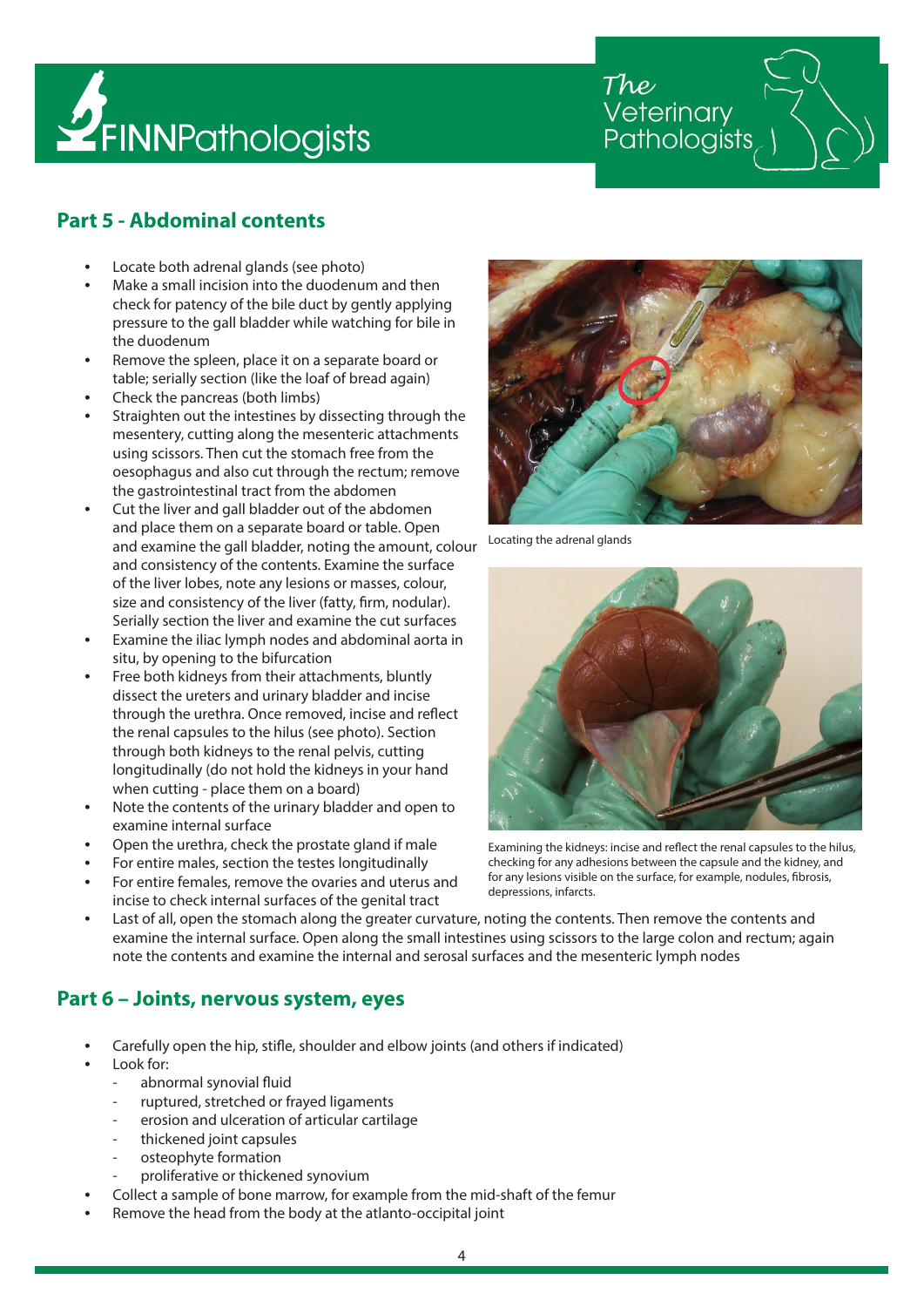## Part 5 - Abdominal contents

- Locate both adrenal glands (see photo)
- Make a small incision into the duodenum and then check for patency of the bile duct by gently applying pressure to the gall bladder while watching for bile in the duodenum
- Remove the spleen, place it on a separate board or table; serially section (like the loaf of bread again)
- Check the pancreas (both limbs)
- Straighten out the intestines by dissecting through the mesentery, cutting along the mesenteric attachments using scissors. Then cut the stomach free from the oesophagus and also cut through the rectum; remove the gastrointestinal tract from the abdomen
- Cut the liver and gall bladder out of the abdomen and place them on a separate board or table. Open and examine the gall bladder, noting the amount, colour and consistency of the contents. Examine the surface of the liver lobes, note any lesions or masses, colour, size and consistency of the liver (fatty, firm, nodular). Serially section the liver and examine the cut surfaces
- Examine the iliac lymph nodes and abdominal aorta in situ, by opening to the bifurcation
- Free both kidneys from their attachments, bluntly dissect the ureters and urinary bladder and incise through the urethra. Once removed, incise and reflect the renal capsules to the hilus (see photo). Section through both kidneys to the renal pelvis, cutting longitudinally (do not hold the kidneys in your hand when cutting - place them on a board)
- Note the contents of the urinary bladder and open to examine internal surface
- Open the urethra, check the prostate gland if male
- For entire males, section the testes longitudinally
- For entire females, remove the ovaries and uterus and incise to check internal surfaces of the genital tract
- Last of all, open the stomach along the greater curvature, noting the contents. Then remove the contents and examine the internal surface. Open along the small intestines using scissors to the large colon and rectum; again note the contents and examine the internal and serosal surfaces and the mesenteric lymph nodes

Locating the adrenal glands

Examining the kidneys: incise and reflect the renal capsules to the hilus, checking for any adhesions between the capsule and the kidney, and for any lesions visible on the surface, for example, nodules, fibrosis, depressions, infarcts.

## Part 6 – Joints, nervous system, eyes

- Carefully open the hip, stifle, shoulder and elbow joints (and others if indicated)
- Look for:
  - abnormal synovial fluid
  - ruptured, stretched or frayed ligaments
  - erosion and ulceration of articular cartilage
  - thickened joint capsules
  - osteophyte formation
  - proliferative or thickened synovium
- Collect a sample of bone marrow, for example from the mid-shaft of the femur
- Remove the head from the body at the atlanto-occipital joint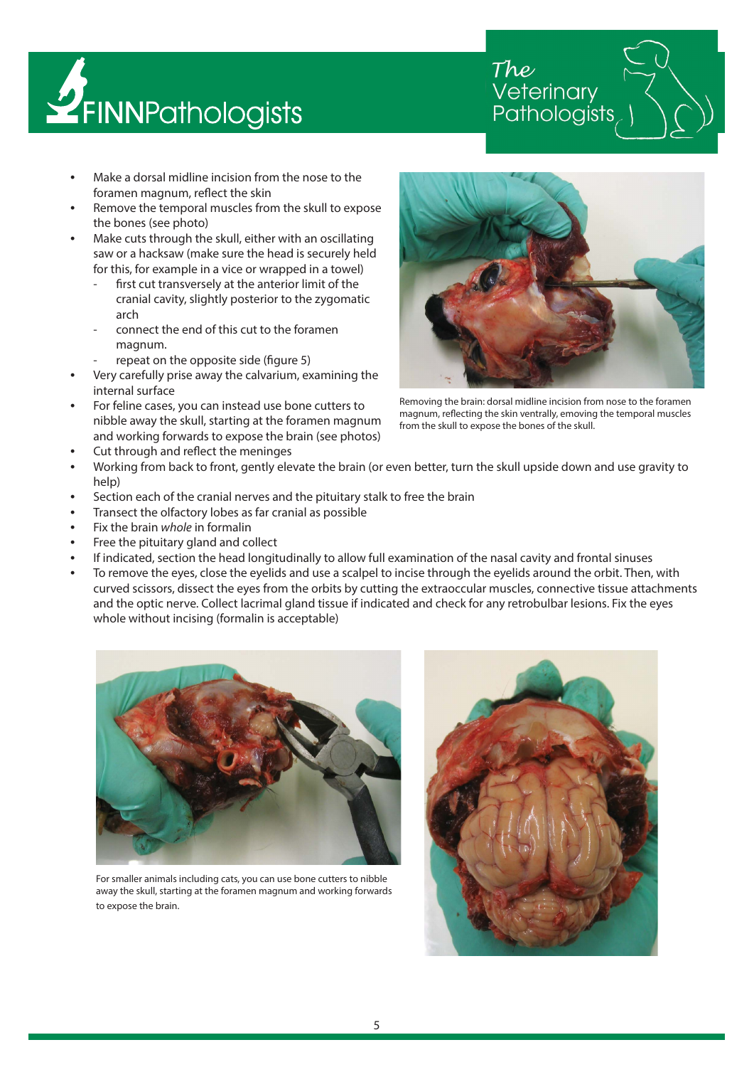- Make a dorsal midline incision from the nose to the foramen magnum, reflect the skin
- Remove the temporal muscles from the skull to expose the bones (see photo)
- Make cuts through the skull, either with an oscillating saw or a hacksaw (make sure the head is securely held for this, for example in a vice or wrapped in a towel)
  - first cut transversely at the anterior limit of the cranial cavity, slightly posterior to the zygomatic arch
  - connect the end of this cut to the foramen magnum.
  - repeat on the opposite side (figure 5)
- Very carefully prise away the calvarium, examining the internal surface
- For feline cases, you can instead use bone cutters to nibble away the skull, starting at the foramen magnum and working forwards to expose the brain (see photos)
- Cut through and reflect the meninges
- Working from back to front, gently elevate the brain (or even better, turn the skull upside down and use gravity to help)
- Section each of the cranial nerves and the pituitary stalk to free the brain
- Transect the olfactory lobes as far cranial as possible
- Fix the brain *whole* in formalin
- Free the pituitary gland and collect
- If indicated, section the head longitudinally to allow full examination of the nasal cavity and frontal sinuses
- To remove the eyes, close the eyelids and use a scalpel to incise through the eyelids around the orbit. Then, with curved scissors, dissect the eyes from the orbits by cutting the extraoccular muscles, connective tissue attachments and the optic nerve. Collect lacrimal gland tissue if indicated and check for any retrobulbar lesions. Fix the eyes whole without incising (formalin is acceptable)

Removing the brain: dorsal midline incision from nose to the foramen magnum, reflecting the skin ventrally, emoving the temporal muscles from the skull to expose the bones of the skull.

For smaller animals including cats, you can use bone cutters to nibble away the skull, starting at the foramen magnum and working forwards to expose the brain.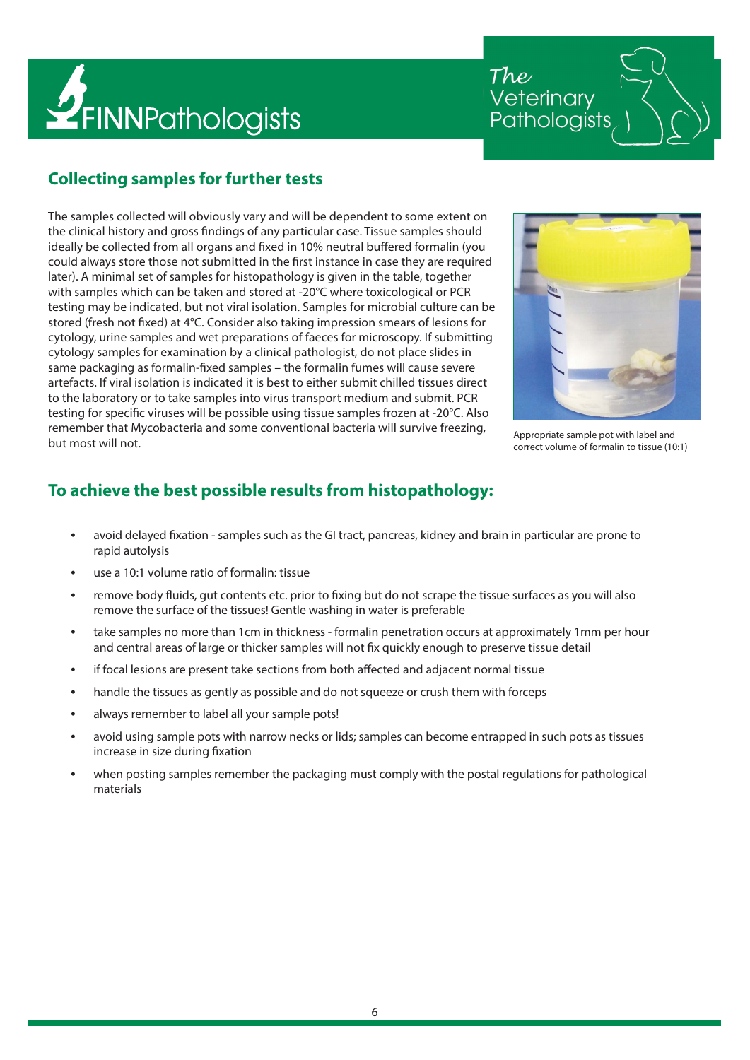## Collecting samples for further tests

The samples collected will obviously vary and will be dependent to some extent on the clinical history and gross findings of any particular case. Tissue samples should ideally be collected from all organs and fixed in 10% neutral buffered formalin (you could always store those not submitted in the first instance in case they are required later). A minimal set of samples for histopathology is given in the table, together with samples which can be taken and stored at -20°C where toxicological or PCR testing may be indicated, but not viral isolation. Samples for microbial culture can be stored (fresh not fixed) at 4°C. Consider also taking impression smears of lesions for cytology, urine samples and wet preparations of faeces for microscopy. If submitting cytology samples for examination by a clinical pathologist, do not place slides in same packaging as formalin-fixed samples – the formalin fumes will cause severe artefacts. If viral isolation is indicated it is best to either submit chilled tissues direct to the laboratory or to take samples into virus transport medium and submit. PCR testing for specific viruses will be possible using tissue samples frozen at -20°C. Also remember that Mycobacteria and some conventional bacteria will survive freezing, but most will not.

Appropriate sample pot with label and correct volume of formalin to tissue (10:1)

## To achieve the best possible results from histopathology:

- avoid delayed fixation - samples such as the GI tract, pancreas, kidney and brain in particular are prone to rapid autolysis
- use a 10:1 volume ratio of formalin: tissue
- remove body fluids, gut contents etc. prior to fixing but do not scrape the tissue surfaces as you will also remove the surface of the tissues! Gentle washing in water is preferable
- take samples no more than 1cm in thickness - formalin penetration occurs at approximately 1mm per hour and central areas of large or thicker samples will not fix quickly enough to preserve tissue detail
- if focal lesions are present take sections from both affected and adjacent normal tissue
- handle the tissues as gently as possible and do not squeeze or crush them with forceps
- always remember to label all your sample pots!
- avoid using sample pots with narrow necks or lids; samples can become entrapped in such pots as tissues increase in size during fixation
- when posting samples remember the packaging must comply with the postal regulations for pathological materials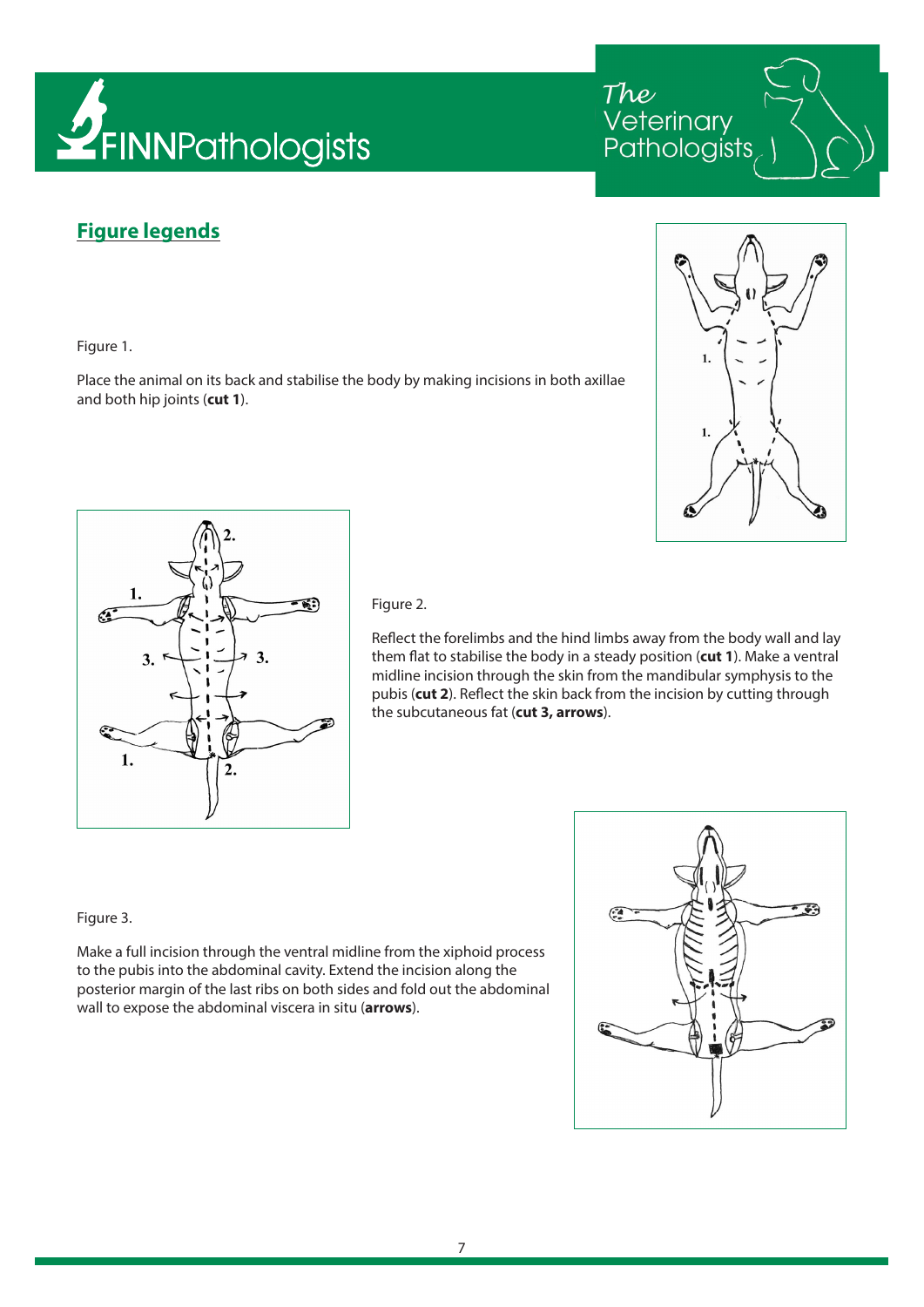## Figure legends

Figure 1.

Place the animal on its back and stabilise the body by making incisions in both axillae and both hip joints (**cut 1**).

Figure 2.

Reflect the forelimbs and the hind limbs away from the body wall and lay them flat to stabilise the body in a steady position (**cut 1**). Make a ventral midline incision through the skin from the mandibular symphysis to the pubis (**cut 2**). Reflect the skin back from the incision by cutting through the subcutaneous fat (**cut 3, arrows**).

Figure 3.

Make a full incision through the ventral midline from the xiphoid process to the pubis into the abdominal cavity. Extend the incision along the posterior margin of the last ribs on both sides and fold out the abdominal wall to expose the abdominal viscera in situ (**arrows**).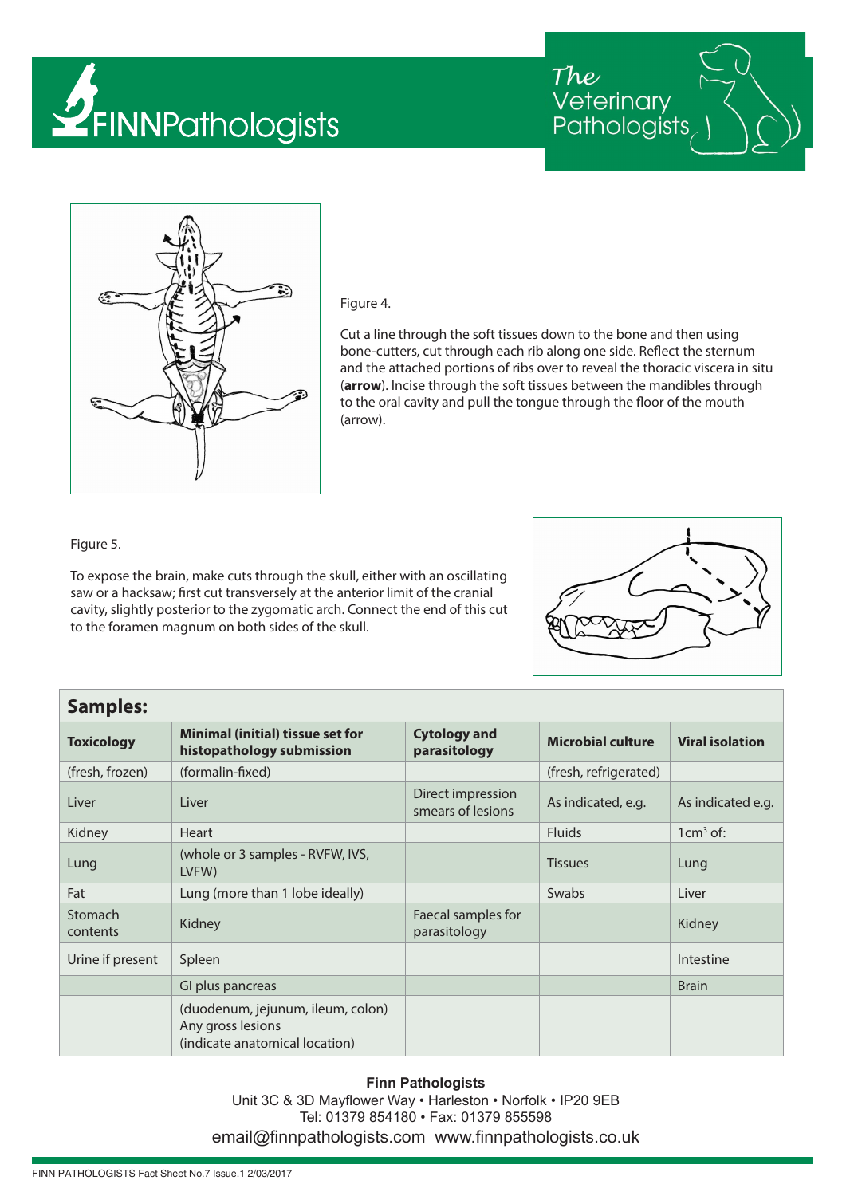Figure 4.

Cut a line through the soft tissues down to the bone and then using bone-cutters, cut through each rib along one side. Reflect the sternum and the attached portions of ribs over to reveal the thoracic viscera in situ (**arrow**). Incise through the soft tissues between the mandibles through to the oral cavity and pull the tongue through the floor of the mouth (arrow).

Figure 5.

To expose the brain, make cuts through the skull, either with an oscillating saw or a hacksaw; first cut transversely at the anterior limit of the cranial cavity, slightly posterior to the zygomatic arch. Connect the end of this cut to the foramen magnum on both sides of the skull.

## Samples:

| Toxicology | Minimal (initial) tissue set for histopathology submission | Cytology and parasitology | Microbial culture | Viral isolation |
|---|---|---|---|---|
| (fresh, frozen) | (formalin-fixed) | | (fresh, refrigerated) | |
| Liver | Liver | Direct impression smears of lesions | As indicated, e.g. | As indicated e.g. |
| Kidney | Heart | | Fluids | $1cm^3$ of: |
| Lung | (whole or 3 samples - RVFW, IVS, LVFW) | | Tissues | Lung |
| Fat | Lung (more than 1 lobe ideally) | | Swabs | Liver |
| Stomach contents | Kidney | Faecal samples for parasitology | | Kidney |
| Urine if present | Spleen | | | Intestine |
| | GI plus pancreas | | | Brain |
| | (duodenum, jejunum, ileum, colon) Any gross lesions (indicate anatomical location) | | | |

**Finn Pathologists**
Unit 3C & 3D Mayflower Way • Harleston • Norfolk • IP20 9EB
Tel: 01379 854180 • Fax: 01379 855598
email@finnpathologists.com www.finnpathologists.co.uk